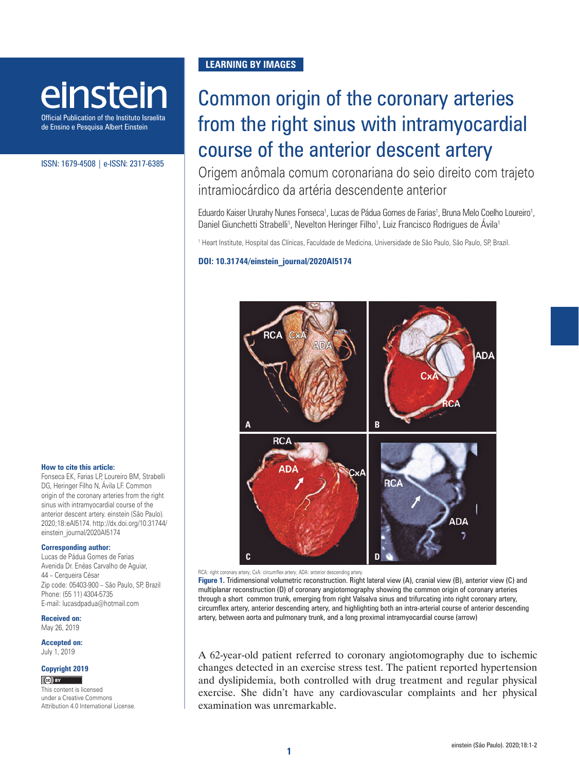LEARNING BY IMAGES

# Common origin of the coronary arteries from the right sinus with intramyocardial course of the anterior descent artery

## Origem anômala comum coronariana do seio direito com trajeto intramiocárdico da artéria descendente anterior

Eduardo Kaiser Ururahy Nunes Fonseca[1], Lucas de Pádua Gomes de Farias[1], Bruna Melo Coelho Loureiro[1], Daniel Giunchetti Strabelli[1], Nevelton Heringer Filho[1], Luiz Francisco Rodrigues de Ávila[1]

[1] Heart Institute, Hospital das Clínicas, Faculdade de Medicina, Universidade de São Paulo, São Paulo, SP, Brazil.

**DOI: 10.31744/einstein_journal/2020AI5174**

RCA: right coronary artery; CxA: circumflex artery; ADA: anterior descending artery.

**Figure 1.** Tridimensional volumetric reconstruction. Right lateral view (A), cranial view (B), anterior view (C) and multiplanar reconstruction (D) of coronary angiotomography showing the common origin of coronary arteries through a short common trunk, emerging from right Valsalva sinus and trifurcating into right coronary artery, circumflex artery, anterior descending artery, and highlighting both an intra-arterial course of anterior descending artery, between aorta and pulmonary trunk, and a long proximal intramyocardial course (arrow)

A 62-year-old patient referred to coronary angiotomography due to ischemic changes detected in an exercise stress test. The patient reported hypertension and dyslipidemia, both controlled with drug treatment and regular physical exercise. She didn't have any cardiovascular complaints and her physical examination was unremarkable.

**How to cite this article:**
Fonseca EK, Farias LP, Loureiro BM, Strabelli DG, Heringer Filho N, Ávila LF. Common origin of the coronary arteries from the right sinus with intramyocardial course of the anterior descent artery. einstein (São Paulo). 2020;18:eAI5174. http://dx.doi.org/10.31744/einstein_journal/2020AI5174

**Corresponding author:**
Lucas de Pádua Gomes de Farias
Avenida Dr. Enéas Carvalho de Aguiar, 44 – Cerqueira César
Zip code: 05403-900 – São Paulo, SP, Brazil
Phone: (55 11) 4304-5735
E-mail: lucasdpadua@hotmail.com

**Received on:**
May 26, 2019

**Accepted on:**
July 1, 2019

**Copyright 2019**

This content is licensed under a Creative Commons Attribution 4.0 International License.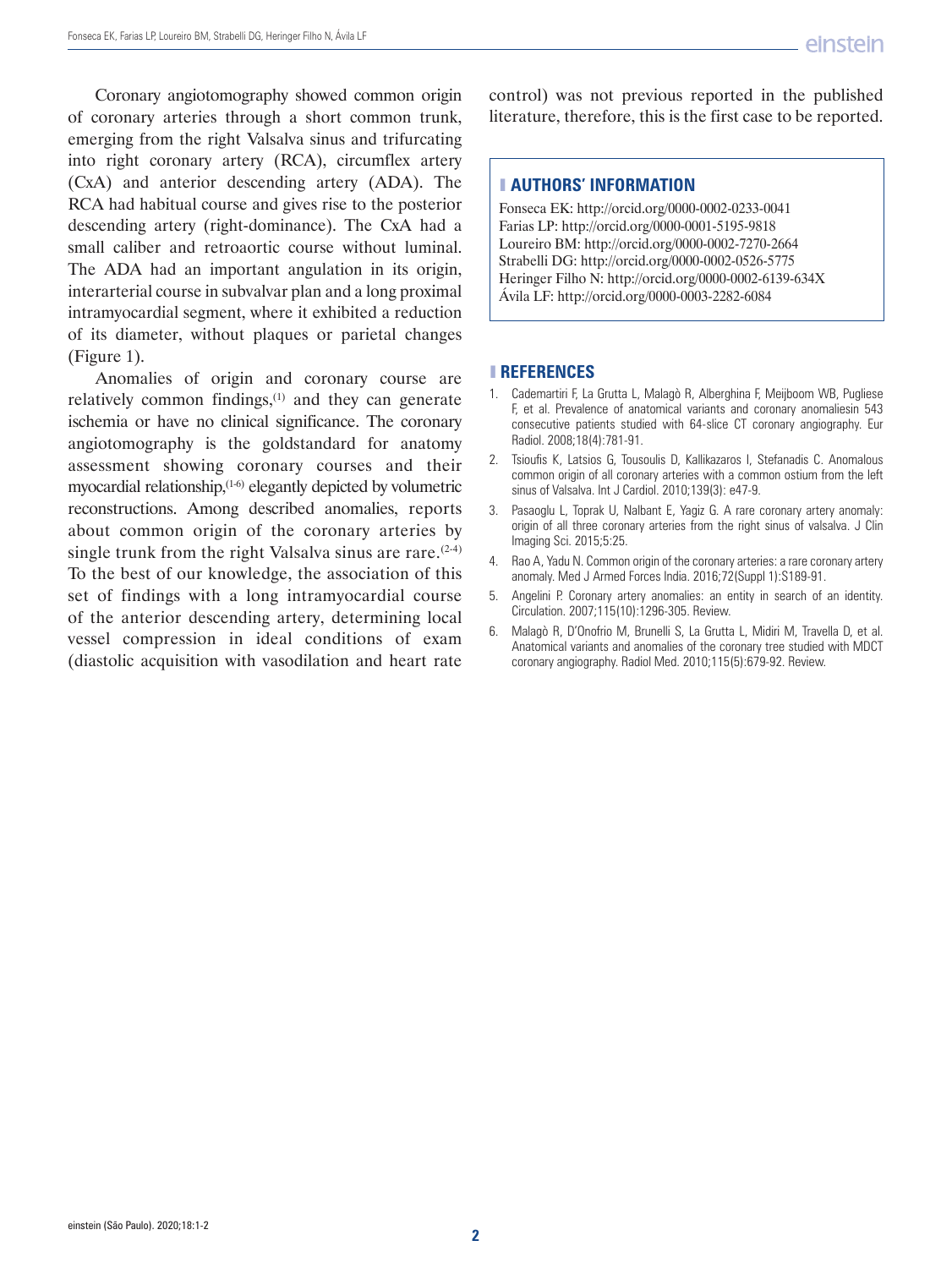Coronary angiotomography showed common origin of coronary arteries through a short common trunk, emerging from the right Valsalva sinus and trifurcating into right coronary artery (RCA), circumflex artery (CxA) and anterior descending artery (ADA). The RCA had habitual course and gives rise to the posterior descending artery (right-dominance). The CxA had a small caliber and retroaortic course without luminal. The ADA had an important angulation in its origin, interarterial course in subvalvar plan and a long proximal intramyocardial segment, where it exhibited a reduction of its diameter, without plaques or parietal changes (Figure 1).

Anomalies of origin and coronary course are relatively common findings,[1] and they can generate ischemia or have no clinical significance. The coronary angiotomography is the goldstandard for anatomy assessment showing coronary courses and their myocardial relationship,[1-6] elegantly depicted by volumetric reconstructions. Among described anomalies, reports about common origin of the coronary arteries by single trunk from the right Valsalva sinus are rare.[2-4] To the best of our knowledge, the association of this set of findings with a long intramyocardial course of the anterior descending artery, determining local vessel compression in ideal conditions of exam (diastolic acquisition with vasodilation and heart rate control) was not previous reported in the published literature, therefore, this is the first case to be reported.

## AUTHORS' INFORMATION

Fonseca EK: http://orcid.org/0000-0002-0233-0041
Farias LP: http://orcid.org/0000-0001-5195-9818
Loureiro BM: http://orcid.org/0000-0002-7270-2664
Strabelli DG: http://orcid.org/0000-0002-0526-5775
Heringer Filho N: http://orcid.org/0000-0002-6139-634X
Ávila LF: http://orcid.org/0000-0003-2282-6084

## REFERENCES

1. Cademartiri F, La Grutta L, Malagò R, Alberghina F, Meijboom WB, Pugliese F, et al. Prevalence of anatomical variants and coronary anomaliesin 543 consecutive patients studied with 64-slice CT coronary angiography. Eur Radiol. 2008;18(4):781-91.
2. Tsioufis K, Latsios G, Tousoulis D, Kallikazaros I, Stefanadis C. Anomalous common origin of all coronary arteries with a common ostium from the left sinus of Valsalva. Int J Cardiol. 2010;139(3): e47-9.
3. Pasaoglu L, Toprak U, Nalbant E, Yagiz G. A rare coronary artery anomaly: origin of all three coronary arteries from the right sinus of valsalva. J Clin Imaging Sci. 2015;5:25.
4. Rao A, Yadu N. Common origin of the coronary arteries: a rare coronary artery anomaly. Med J Armed Forces India. 2016;72(Suppl 1):S189-91.
5. Angelini P. Coronary artery anomalies: an entity in search of an identity. Circulation. 2007;115(10):1296-305. Review.
6. Malagò R, D'Onofrio M, Brunelli S, La Grutta L, Midiri M, Travella D, et al. Anatomical variants and anomalies of the coronary tree studied with MDCT coronary angiography. Radiol Med. 2010;115(5):679-92. Review.